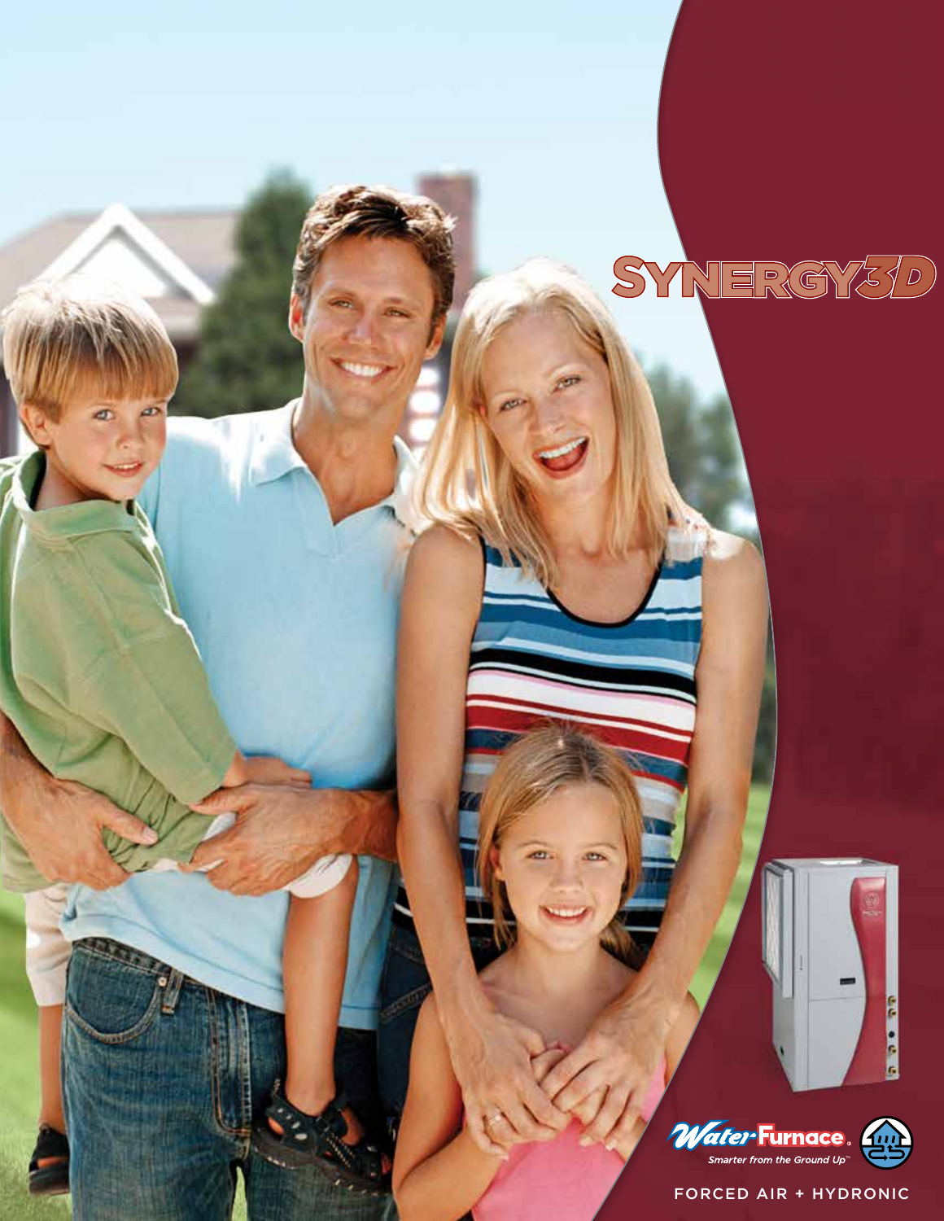# SYNERGY3D

WaterFurnace®

*Smarter from the Ground Up™*

FORCED AIR + HYDRONIC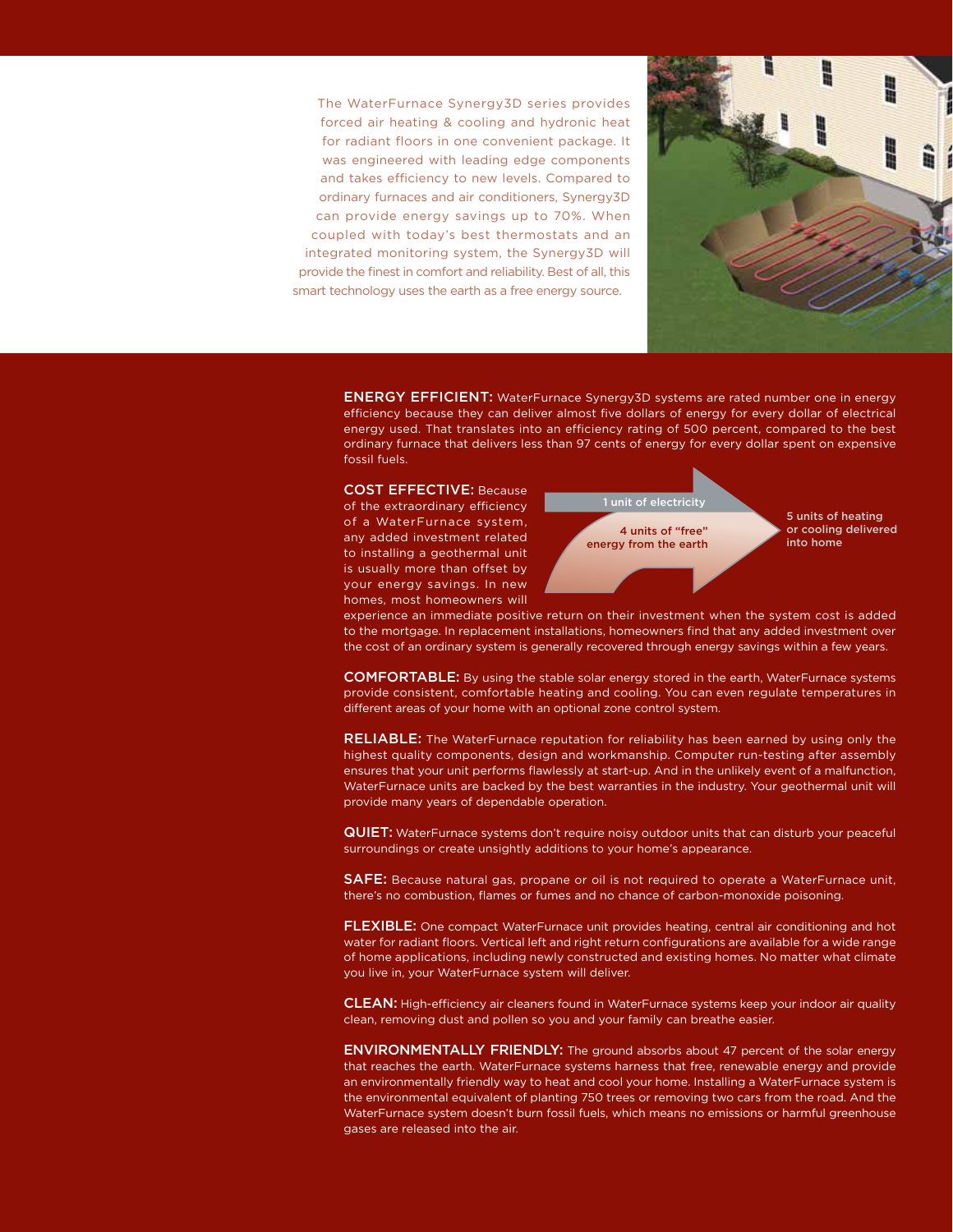The WaterFurnace Synergy3D series provides forced air heating & cooling and hydronic heat for radiant floors in one convenient package. It was engineered with leading edge components and takes efficiency to new levels. Compared to ordinary furnaces and air conditioners, Synergy3D can provide energy savings up to 70%. When coupled with today's best thermostats and an integrated monitoring system, the Synergy3D will provide the finest in comfort and reliability. Best of all, this smart technology uses the earth as a free energy source.

**ENERGY EFFICIENT:** WaterFurnace Synergy3D systems are rated number one in energy efficiency because they can deliver almost five dollars of energy for every dollar of electrical energy used. That translates into an efficiency rating of 500 percent, compared to the best ordinary furnace that delivers less than 97 cents of energy for every dollar spent on expensive fossil fuels.

**COST EFFECTIVE:** Because of the extraordinary efficiency of a WaterFurnace system, any added investment related to installing a geothermal unit is usually more than offset by your energy savings. In new homes, most homeowners will experience an immediate positive return on their investment when the system cost is added to the mortgage. In replacement installations, homeowners find that any added investment over the cost of an ordinary system is generally recovered through energy savings within a few years.

1 unit of electricity

4 units of "free" energy from the earth

5 units of heating or cooling delivered into home

**COMFORTABLE:** By using the stable solar energy stored in the earth, WaterFurnace systems provide consistent, comfortable heating and cooling. You can even regulate temperatures in different areas of your home with an optional zone control system.

**RELIABLE:** The WaterFurnace reputation for reliability has been earned by using only the highest quality components, design and workmanship. Computer run-testing after assembly ensures that your unit performs flawlessly at start-up. And in the unlikely event of a malfunction, WaterFurnace units are backed by the best warranties in the industry. Your geothermal unit will provide many years of dependable operation.

**QUIET:** WaterFurnace systems don't require noisy outdoor units that can disturb your peaceful surroundings or create unsightly additions to your home's appearance.

**SAFE:** Because natural gas, propane or oil is not required to operate a WaterFurnace unit, there's no combustion, flames or fumes and no chance of carbon-monoxide poisoning.

**FLEXIBLE:** One compact WaterFurnace unit provides heating, central air conditioning and hot water for radiant floors. Vertical left and right return configurations are available for a wide range of home applications, including newly constructed and existing homes. No matter what climate you live in, your WaterFurnace system will deliver.

**CLEAN:** High-efficiency air cleaners found in WaterFurnace systems keep your indoor air quality clean, removing dust and pollen so you and your family can breathe easier.

**ENVIRONMENTALLY FRIENDLY:** The ground absorbs about 47 percent of the solar energy that reaches the earth. WaterFurnace systems harness that free, renewable energy and provide an environmentally friendly way to heat and cool your home. Installing a WaterFurnace system is the environmental equivalent of planting 750 trees or removing two cars from the road. And the WaterFurnace system doesn't burn fossil fuels, which means no emissions or harmful greenhouse gases are released into the air.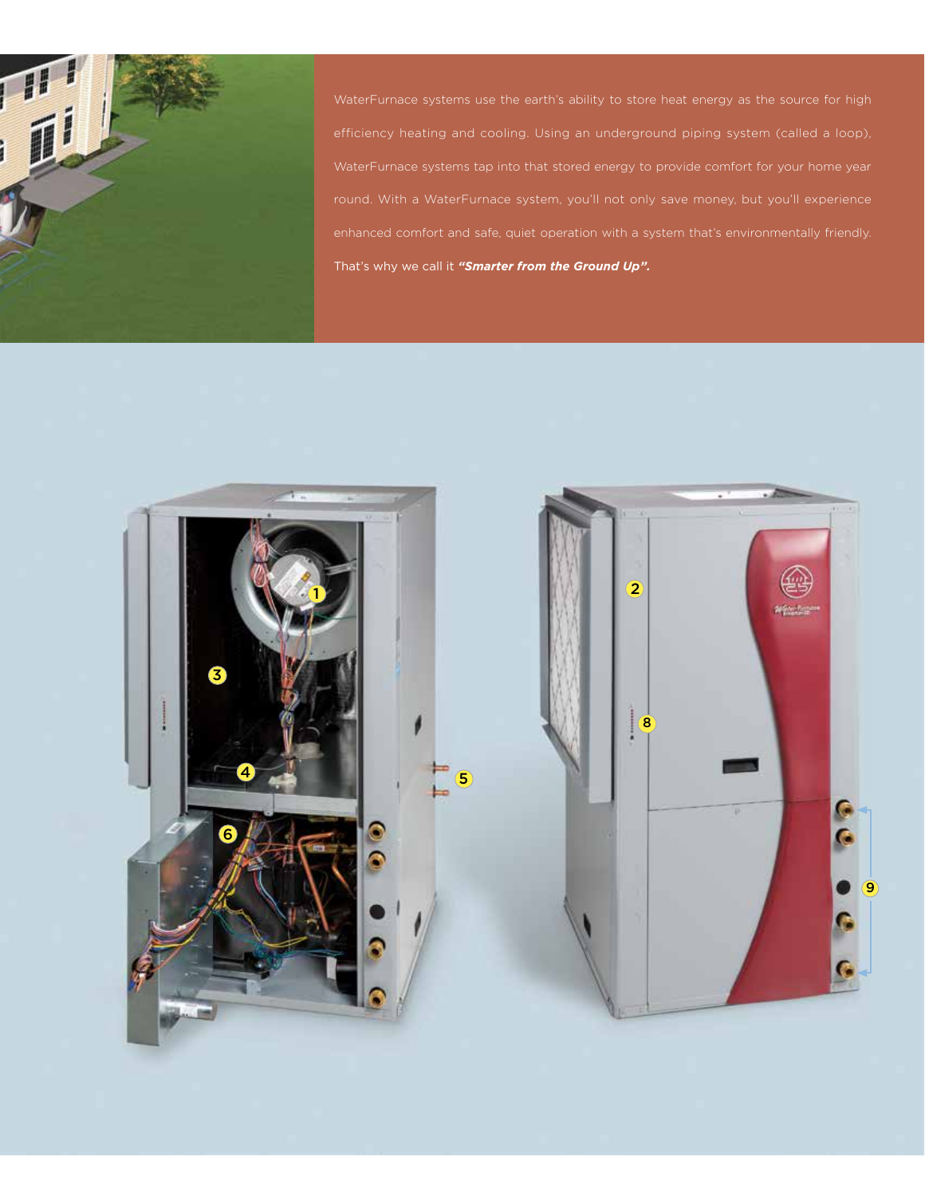WaterFurnace systems use the earth's ability to store heat energy as the source for high efficiency heating and cooling. Using an underground piping system (called a loop), WaterFurnace systems tap into that stored energy to provide comfort for your home year round. With a WaterFurnace system, you'll not only save money, but you'll experience enhanced comfort and safe, quiet operation with a system that's environmentally friendly. That's why we call it ***"Smarter from the Ground Up".***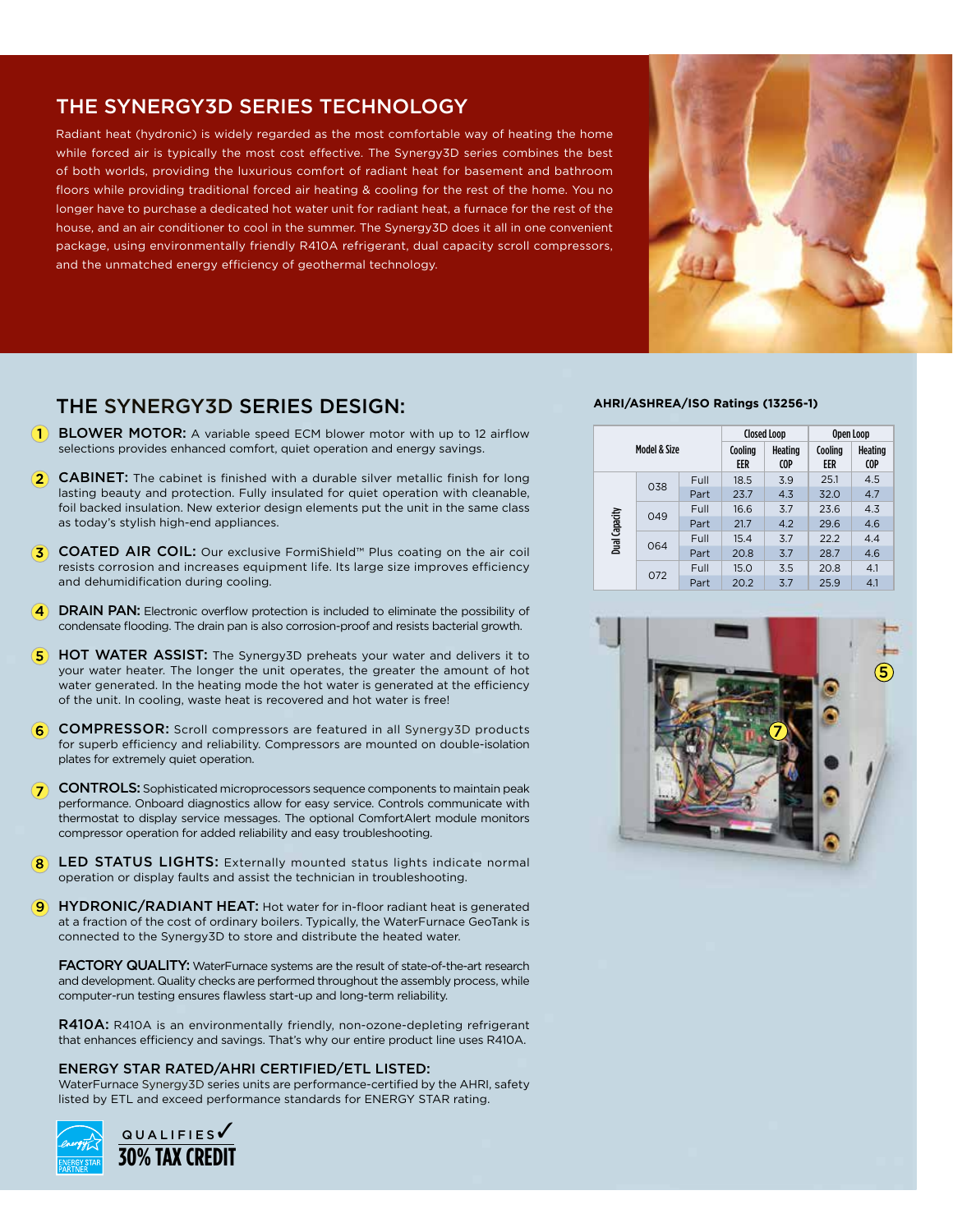## THE SYNERGY3D SERIES TECHNOLOGY

Radiant heat (hydronic) is widely regarded as the most comfortable way of heating the home while forced air is typically the most cost effective. The Synergy3D series combines the best of both worlds, providing the luxurious comfort of radiant heat for basement and bathroom floors while providing traditional forced air heating & cooling for the rest of the home. You no longer have to purchase a dedicated hot water unit for radiant heat, a furnace for the rest of the house, and an air conditioner to cool in the summer. The Synergy3D does it all in one convenient package, using environmentally friendly R410A refrigerant, dual capacity scroll compressors, and the unmatched energy efficiency of geothermal technology.

## THE SYNERGY3D SERIES DESIGN:

1. **BLOWER MOTOR:** A variable speed ECM blower motor with up to 12 airflow selections provides enhanced comfort, quiet operation and energy savings.
2. **CABINET:** The cabinet is finished with a durable silver metallic finish for long lasting beauty and protection. Fully insulated for quiet operation with cleanable, foil backed insulation. New exterior design elements put the unit in the same class as today's stylish high-end appliances.
3. **COATED AIR COIL:** Our exclusive FormiShield™ Plus coating on the air coil resists corrosion and increases equipment life. Its large size improves efficiency and dehumidification during cooling.
4. **DRAIN PAN:** Electronic overflow protection is included to eliminate the possibility of condensate flooding. The drain pan is also corrosion-proof and resists bacterial growth.
5. **HOT WATER ASSIST:** The Synergy3D preheats your water and delivers it to your water heater. The longer the unit operates, the greater the amount of hot water generated. In the heating mode the hot water is generated at the efficiency of the unit. In cooling, waste heat is recovered and hot water is free!
6. **COMPRESSOR:** Scroll compressors are featured in all Synergy3D products for superb efficiency and reliability. Compressors are mounted on double-isolation plates for extremely quiet operation.
7. **CONTROLS:** Sophisticated microprocessors sequence components to maintain peak performance. Onboard diagnostics allow for easy service. Controls communicate with thermostat to display service messages. The optional ComfortAlert module monitors compressor operation for added reliability and easy troubleshooting.
8. **LED STATUS LIGHTS:** Externally mounted status lights indicate normal operation or display faults and assist the technician in troubleshooting.
9. **HYDRONIC/RADIANT HEAT:** Hot water for in-floor radiant heat is generated at a fraction of the cost of ordinary boilers. Typically, the WaterFurnace GeoTank is connected to the Synergy3D to store and distribute the heated water.

**FACTORY QUALITY:** WaterFurnace systems are the result of state-of-the-art research and development. Quality checks are performed throughout the assembly process, while computer-run testing ensures flawless start-up and long-term reliability.

**R410A:** R410A is an environmentally friendly, non-ozone-depleting refrigerant that enhances efficiency and savings. That's why our entire product line uses R410A.

**ENERGY STAR RATED/AHRI CERTIFIED/ETL LISTED:**
WaterFurnace Synergy3D series units are performance-certified by the AHRI, safety listed by ETL and exceed performance standards for ENERGY STAR rating.

QUALIFIES ✓ 30% TAX CREDIT

**AHRI/ASHREA/ISO Ratings (13256-1)**

| Model & Size | | | Closed Loop | | Open Loop | |
|---|---|---|---|---|---|---|
| | | | Cooling EER | Heating COP | Cooling EER | Heating COP |
| Dual Capacity | 038 | Full | 18.5 | 3.9 | 25.1 | 4.5 |
| | | Part | 23.7 | 4.3 | 32.0 | 4.7 |
| | 049 | Full | 16.6 | 3.7 | 23.6 | 4.3 |
| | | Part | 21.7 | 4.2 | 29.6 | 4.6 |
| | 064 | Full | 15.4 | 3.7 | 22.2 | 4.4 |
| | | Part | 20.8 | 3.7 | 28.7 | 4.6 |
| | 072 | Full | 15.0 | 3.5 | 20.8 | 4.1 |
| | | Part | 20.2 | 3.7 | 25.9 | 4.1 |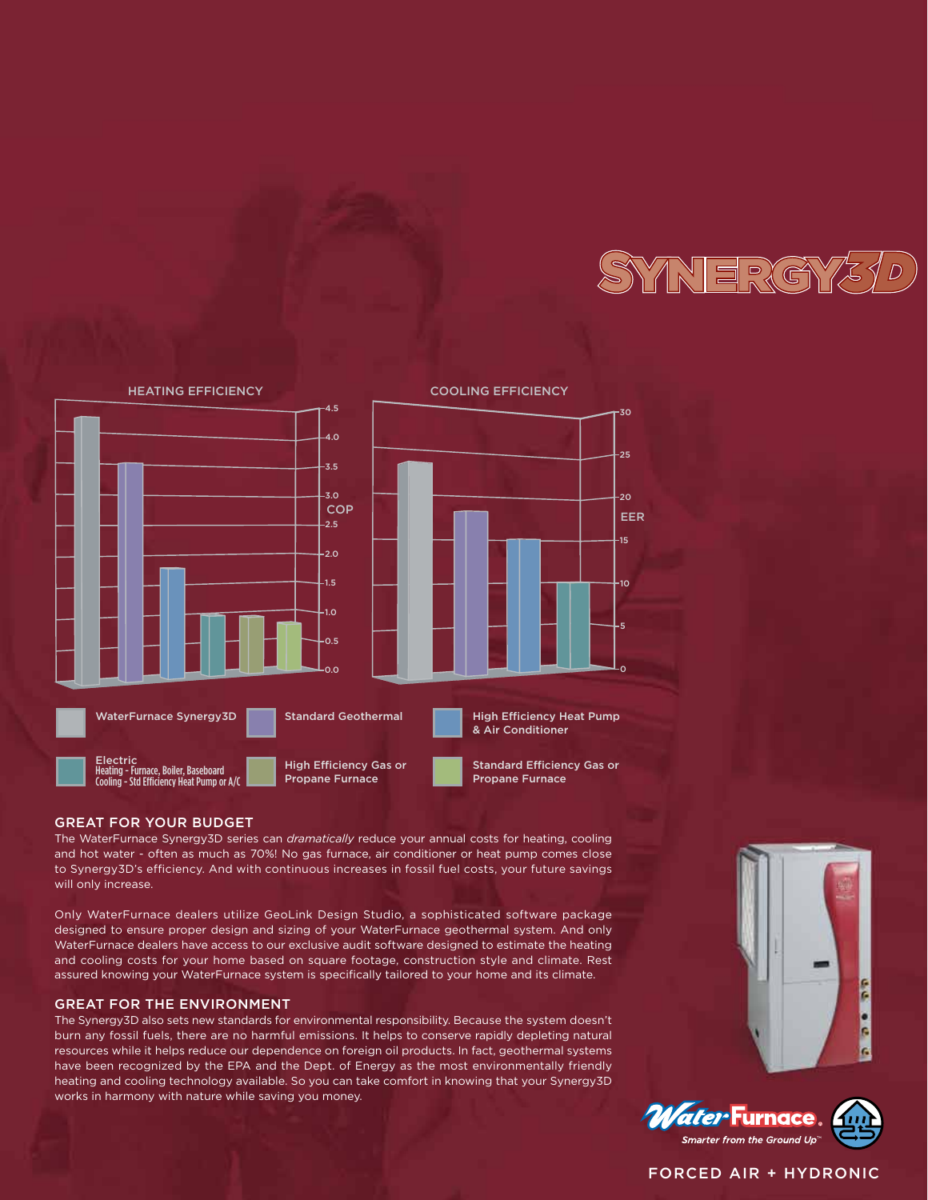SYNERGY3D

HEATING EFFICIENCY

COOLING EFFICIENCY

WaterFurnace Synergy3D | Standard Geothermal | High Efficiency Heat Pump & Air Conditioner

Electric
Heating - Furnace, Boiler, Baseboard
Cooling - Std Efficiency Heat Pump or A/C | High Efficiency Gas or Propane Furnace | Standard Efficiency Gas or Propane Furnace

## GREAT FOR YOUR BUDGET

The WaterFurnace Synergy3D series can *dramatically* reduce your annual costs for heating, cooling and hot water - often as much as 70%! No gas furnace, air conditioner or heat pump comes close to Synergy3D's efficiency. And with continuous increases in fossil fuel costs, your future savings will only increase.

Only WaterFurnace dealers utilize GeoLink Design Studio, a sophisticated software package designed to ensure proper design and sizing of your WaterFurnace geothermal system. And only WaterFurnace dealers have access to our exclusive audit software designed to estimate the heating and cooling costs for your home based on square footage, construction style and climate. Rest assured knowing your WaterFurnace system is specifically tailored to your home and its climate.

## GREAT FOR THE ENVIRONMENT

The Synergy3D also sets new standards for environmental responsibility. Because the system doesn't burn any fossil fuels, there are no harmful emissions. It helps to conserve rapidly depleting natural resources while it helps reduce our dependence on foreign oil products. In fact, geothermal systems have been recognized by the EPA and the Dept. of Energy as the most environmentally friendly heating and cooling technology available. So you can take comfort in knowing that your Synergy3D works in harmony with nature while saving you money.

WaterFurnace. Smarter from the Ground Up™

FORCED AIR + HYDRONIC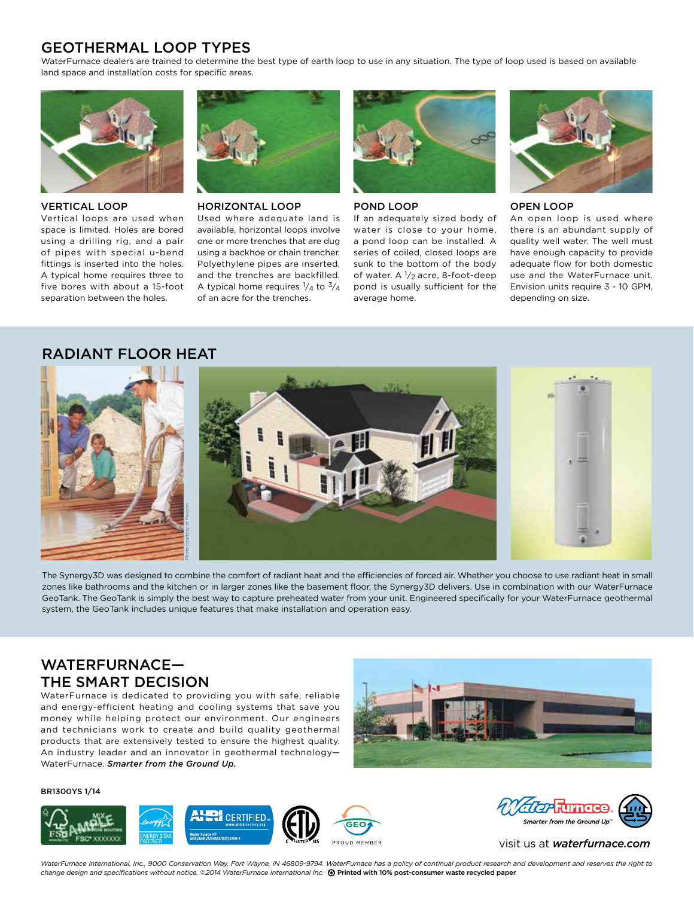## GEOTHERMAL LOOP TYPES

WaterFurnace dealers are trained to determine the best type of earth loop to use in any situation. The type of loop used is based on available land space and installation costs for specific areas.

### VERTICAL LOOP

Vertical loops are used when space is limited. Holes are bored using a drilling rig, and a pair of pipes with special u-bend fittings is inserted into the holes. A typical home requires three to five bores with about a 15-foot separation between the holes.

### HORIZONTAL LOOP

Used where adequate land is available, horizontal loops involve one or more trenches that are dug using a backhoe or chain trencher. Polyethylene pipes are inserted, and the trenches are backfilled. A typical home requires 1/4 to 3/4 of an acre for the trenches.

### POND LOOP

If an adequately sized body of water is close to your home, a pond loop can be installed. A series of coiled, closed loops are sunk to the bottom of the body of water. A 1/2 acre, 8-foot-deep pond is usually sufficient for the average home.

### OPEN LOOP

An open loop is used where there is an abundant supply of quality well water. The well must have enough capacity to provide adequate flow for both domestic use and the WaterFurnace unit. Envision units require 3 - 10 GPM, depending on size.

## RADIANT FLOOR HEAT

Photo courtesy of Maxxon.

The Synergy3D was designed to combine the comfort of radiant heat and the efficiencies of forced air. Whether you choose to use radiant heat in small zones like bathrooms and the kitchen or in larger zones like the basement floor, the Synergy3D delivers. Use in combination with our WaterFurnace GeoTank. The GeoTank is simply the best way to capture preheated water from your unit. Engineered specifically for your WaterFurnace geothermal system, the GeoTank includes unique features that make installation and operation easy.

## WATERFURNACE— THE SMART DECISION

WaterFurnace is dedicated to providing you with safe, reliable and energy-efficient heating and cooling systems that save you money while helping protect our environment. Our engineers and technicians work to create and build quality geothermal products that are extensively tested to ensure the highest quality. An industry leader and an innovator in geothermal technology—WaterFurnace. ***Smarter from the Ground Up.***

BR1300YS 1/14

FSC® XXXXXXX

ENERGY STAR PARTNER

AHRI CERTIFIED™ www.ahridirectory.org Water Source HP ANSI/AHRI/ASHRAE/ISO13256-1

GEO PROUD MEMBER

WaterFurnace® Smarter from the Ground Up™

visit us at ***waterfurnace.com***

*WaterFurnace International, Inc., 9000 Conservation Way, Fort Wayne, IN 46809-9794. WaterFurnace has a policy of continual product research and development and reserves the right to change design and specifications without notice. ©2014 WaterFurnace International Inc.* **Printed with 10% post-consumer waste recycled paper**